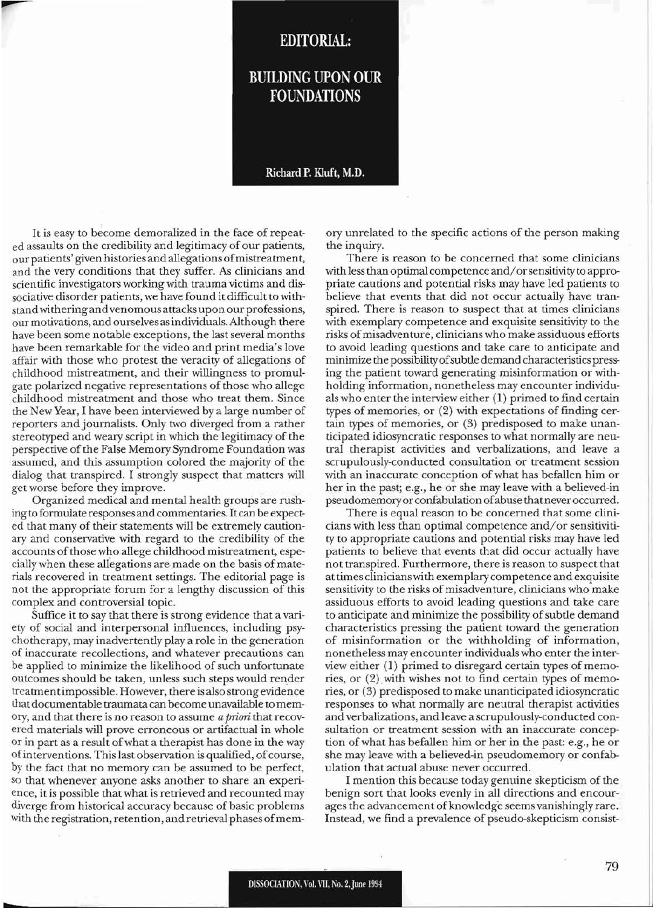# EDITORIAL:

## BUILDING UPON OUR FOUNDATIONS

**Richard P. Kluft, M.D.**

It is easy to become demoralized in the face of repeated assaults on the credibility and legitimacy of our patients, our patients' given histories and allegations of mistreatment, and the very conditions that they suffer. As clinicians and scientific investigators working with trauma victims and dissociative disorder patients, we have found it difficult to withstand withering and venomous attacks upon our professions, our motivations, and ourselves as individuals. Although there have been some notable exceptions, the last several months have been remarkable for the video and print media's love affair with those who protest the veracity of allegations of childhood mistreatment, and their willingness to promulgate polarized negative representations of those who allege childhood mistreatment and those who treat them. Since the New Year, I have been interviewed by a large number of reporters and journalists. Only two diverged from a rather stereotyped and weary script in which the legitimacy of the perspective of the False Memory Syndrome Foundation was assumed, and this assumption colored the majority of the dialog that transpired. I strongly suspect that matters will get worse before they improve.

Organized medical and mental health groups are rushing to formulate responses and commentaries. It can be expected that many of their statements will be extremely cautionary and conservative with regard to the credibility of the accounts of those who allege childhood mistreatment, especially when these allegations are made on the basis of materials recovered in treatment settings. The editorial page is not the appropriate forum for a lengthy discussion of this complex and controversial topic.

Suffice it to say that there is strong evidence that a variety of social and interpersonal influences, including psychotherapy, may inadvertently play a role in the generation of inaccurate recollections, and whatever precautions can be applied to minimize the likelihood of such unfortunate outcomes should be taken, unless such steps would render treatment impossible. However, there is also strong evidence that documentable traumata can become unavailable to memory, and that there is no reason to assume *a priori* that recovered materials will prove erroneous or artifactual in whole or in part as a result of what a therapist has done in the way of interventions. This last observation is qualified, of course, by the fact that no memory can be assumed to be perfect, so that whenever anyone asks another to share an experience, it is possible that what is retrieved and recounted may diverge from historical accuracy because of basic problems with the registration, retention, and retrieval phases of memory unrelated to the specific actions of the person making the inquiry.

There is reason to be concerned that some clinicians with less than optimal competence and/or sensitivity to appropriate cautions and potential risks may have led patients to believe that events that did not occur actually have transpired. There is reason to suspect that at times clinicians with exemplary competence and exquisite sensitivity to the risks of misadventure, clinicians who make assiduous efforts to avoid leading questions and take care to anticipate and minimize the possibility of subtle demand characteristics pressing the patient toward generating misinformation or withholding information, nonetheless may encounter individuals who enter the interview either (1) primed to find certain types of memories, or (2) with expectations of finding certain types of memories, or (3) predisposed to make unanticipated idiosyncratic responses to what normally are neutral therapist activities and verbalizations, and leave a scrupulously-conducted consultation or treatment session with an inaccurate conception of what has befallen him or her in the past; e.g., he or she may leave with a believed-in pseudomemory or confabulation of abuse that never occurred.

There is equal reason to be concerned that some clinicians with less than optimal competence and/or sensitivity to appropriate cautions and potential risks may have led patients to believe that events that did occur actually have not transpired. Furthermore, there is reason to suspect that at times clinicians with exemplary competence and exquisite sensitivity to the risks of misadventure, clinicians who make assiduous efforts to avoid leading questions and take care to anticipate and minimize the possibility of subtle demand characteristics pressing the patient toward the generation of misinformation or the withholding of information, nonetheless may encounter individuals who enter the interview either (1) primed to disregard certain types of memories, or (2) with wishes not to find certain types of memories, or (3) predisposed to make unanticipated idiosyncratic responses to what normally are neutral therapist activities and verbalizations, and leave a scrupulously-conducted consultation or treatment session with an inaccurate conception of what has befallen him or her in the past: e.g., he or she may leave with a believed-in pseudomemory or confabulation that actual abuse never occurred.

I mention this because today genuine skepticism of the benign sort that looks evenly in all directions and encourages the advancement of knowledge seems vanishingly rare. Instead, we find a prevalence of pseudo-skepticism consist-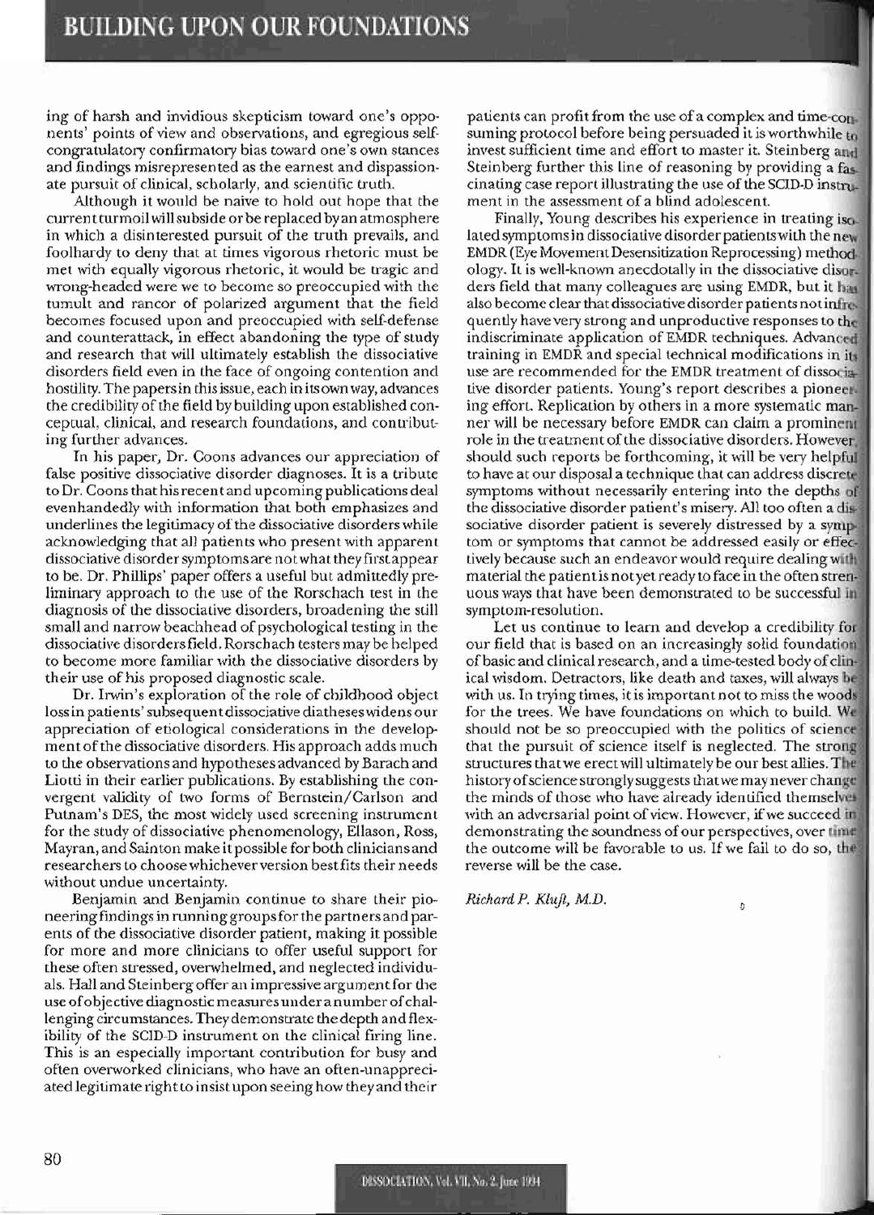ing of harsh and invidious skepticism toward one's opponents' points of view and observations, and egregious self-congratulatory confirmatory bias toward one's own stances and findings misrepresented as the earnest and dispassionate pursuit of clinical, scholarly, and scientific truth.

Although it would be naive to hold out hope that the current turmoil will subside or be replaced by an atmosphere in which a disinterested pursuit of the truth prevails, and foolhardy to deny that at times vigorous rhetoric must be met with equally vigorous rhetoric, it would be tragic and wrong-headed were we to become so preoccupied with the tumult and rancor of polarized argument that the field becomes focused upon and preoccupied with self-defense and counterattack, in effect abandoning the type of study and research that will ultimately establish the dissociative disorders field even in the face of ongoing contention and hostility. The papers in this issue, each in its own way, advances the credibility of the field by building upon established conceptual, clinical, and research foundations, and contributing further advances.

In his paper, Dr. Coons advances our appreciation of false positive dissociative disorder diagnoses. It is a tribute to Dr. Coons that his recent and upcoming publications deal evenhandedly with information that both emphasizes and underlines the legitimacy of the dissociative disorders while acknowledging that all patients who present with apparent dissociative disorder symptoms are not what they first appear to be. Dr. Phillips' paper offers a useful but admittedly preliminary approach to the use of the Rorschach test in the diagnosis of the dissociative disorders, broadening the still small and narrow beachhead of psychological testing in the dissociative disorders field. Rorschach testers may be helped to become more familiar with the dissociative disorders by their use of his proposed diagnostic scale.

Dr. Irwin's exploration of the role of childhood object loss in patients' subsequent dissociative diatheses widens our appreciation of etiological considerations in the development of the dissociative disorders. His approach adds much to the observations and hypotheses advanced by Barach and Liotti in their earlier publications. By establishing the convergent validity of two forms of Bernstein/Carlson and Putnam's DES, the most widely used screening instrument for the study of dissociative phenomenology, Ellason, Ross, Mayran, and Sainton make it possible for both clinicians and researchers to choose whichever version best fits their needs without undue uncertainty.

Benjamin and Benjamin continue to share their pioneering findings in running groups for the partners and parents of the dissociative disorder patient, making it possible for more and more clinicians to offer useful support for these often stressed, overwhelmed, and neglected individuals. Hall and Steinberg offer an impressive argument for the use of objective diagnostic measures under a number of challenging circumstances. They demonstrate the depth and flexibility of the SCID-D instrument on the clinical firing line. This is an especially important contribution for busy and often overworked clinicians, who have an often-unappreciated legitimate right to insist upon seeing how they and their patients can profit from the use of a complex and time-consuming protocol before being persuaded it is worthwhile to invest sufficient time and effort to master it. Steinberg and Steinberg further this line of reasoning by providing a fascinating case report illustrating the use of the SCID-D instrument in the assessment of a blind adolescent.

Finally, Young describes his experience in treating isolated symptoms in dissociative disorder patients with the new EMDR (Eye Movement Desensitization Reprocessing) methodology. It is well-known anecdotally in the dissociative disorders field that many colleagues are using EMDR, but it has also become clear that dissociative disorder patients not infrequently have very strong and unproductive responses to the indiscriminate application of EMDR techniques. Advanced training in EMDR and special technical modifications in its use are recommended for the EMDR treatment of dissociative disorder patients. Young's report describes a pioneering effort. Replication by others in a more systematic manner will be necessary before EMDR can claim a prominent role in the treatment of the dissociative disorders. However, should such reports be forthcoming, it will be very helpful to have at our disposal a technique that can address discrete symptoms without necessarily entering into the depths of the dissociative disorder patient's misery. All too often a dissociative disorder patient is severely distressed by a symptom or symptoms that cannot be addressed easily or effectively because such an endeavor would require dealing with material the patient is not yet ready to face in the often strenuous ways that have been demonstrated to be successful in symptom-resolution.

Let us continue to learn and develop a credibility for our field that is based on an increasingly solid foundation of basic and clinical research, and a time-tested body of clinical wisdom. Detractors, like death and taxes, will always be with us. In trying times, it is important not to miss the woods for the trees. We have foundations on which to build. We should not be so preoccupied with the politics of science that the pursuit of science itself is neglected. The strong structures that we erect will ultimately be our best allies. The history of science strongly suggests that we may never change the minds of those who have already identified themselves with an adversarial point of view. However, if we succeed in demonstrating the soundness of our perspectives, over time the outcome will be favorable to us. If we fail to do so, the reverse will be the case.

*Richard P. Kluft, M.D.*